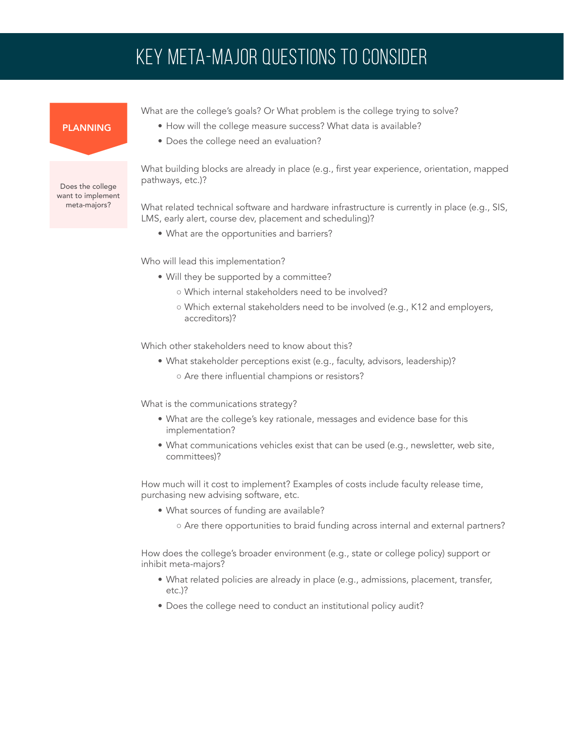# KEY META-MAJOR QUESTIONS TO CONSIDER

## PLANNING

Does the college want to implement meta-majors?

What are the college's goals? Or What problem is the college trying to solve?

- How will the college measure success? What data is available?
- Does the college need an evaluation?

What building blocks are already in place (e.g., first year experience, orientation, mapped pathways, etc.)?

What related technical software and hardware infrastructure is currently in place (e.g., SIS, LMS, early alert, course dev, placement and scheduling)?

- What are the opportunities and barriers?

Who will lead this implementation?

- Will they be supported by a committee?
  - Which internal stakeholders need to be involved?
  - Which external stakeholders need to be involved (e.g., K12 and employers, accreditors)?

Which other stakeholders need to know about this?

- What stakeholder perceptions exist (e.g., faculty, advisors, leadership)?
  - Are there influential champions or resistors?

What is the communications strategy?

- What are the college's key rationale, messages and evidence base for this implementation?
- What communications vehicles exist that can be used (e.g., newsletter, web site, committees)?

How much will it cost to implement? Examples of costs include faculty release time, purchasing new advising software, etc.

- What sources of funding are available?
  - Are there opportunities to braid funding across internal and external partners?

How does the college's broader environment (e.g., state or college policy) support or inhibit meta-majors?

- What related policies are already in place (e.g., admissions, placement, transfer, etc.)?
- Does the college need to conduct an institutional policy audit?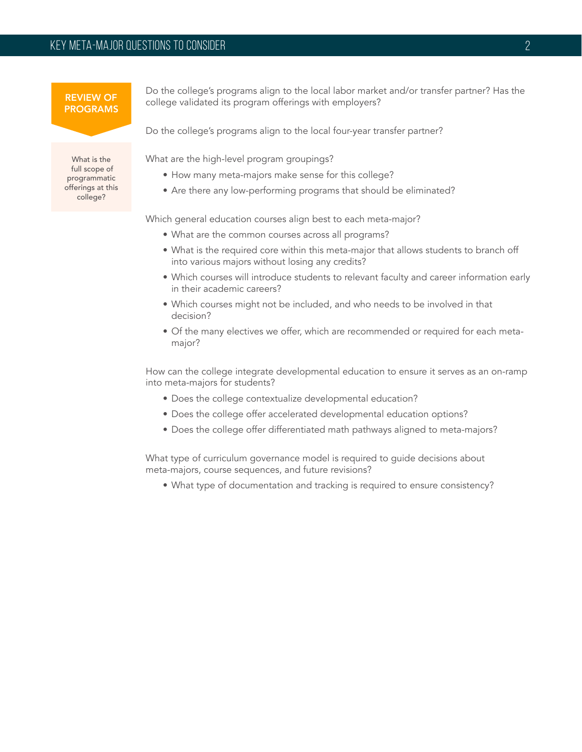## REVIEW OF PROGRAMS

What is the full scope of programmatic offerings at this college?

Do the college's programs align to the local labor market and/or transfer partner? Has the college validated its program offerings with employers?

Do the college's programs align to the local four-year transfer partner?

What are the high-level program groupings?

- How many meta-majors make sense for this college?
- Are there any low-performing programs that should be eliminated?

Which general education courses align best to each meta-major?

- What are the common courses across all programs?
- What is the required core within this meta-major that allows students to branch off into various majors without losing any credits?
- Which courses will introduce students to relevant faculty and career information early in their academic careers?
- Which courses might not be included, and who needs to be involved in that decision?
- Of the many electives we offer, which are recommended or required for each meta-major?

How can the college integrate developmental education to ensure it serves as an on-ramp into meta-majors for students?

- Does the college contextualize developmental education?
- Does the college offer accelerated developmental education options?
- Does the college offer differentiated math pathways aligned to meta-majors?

What type of curriculum governance model is required to guide decisions about meta-majors, course sequences, and future revisions?

- What type of documentation and tracking is required to ensure consistency?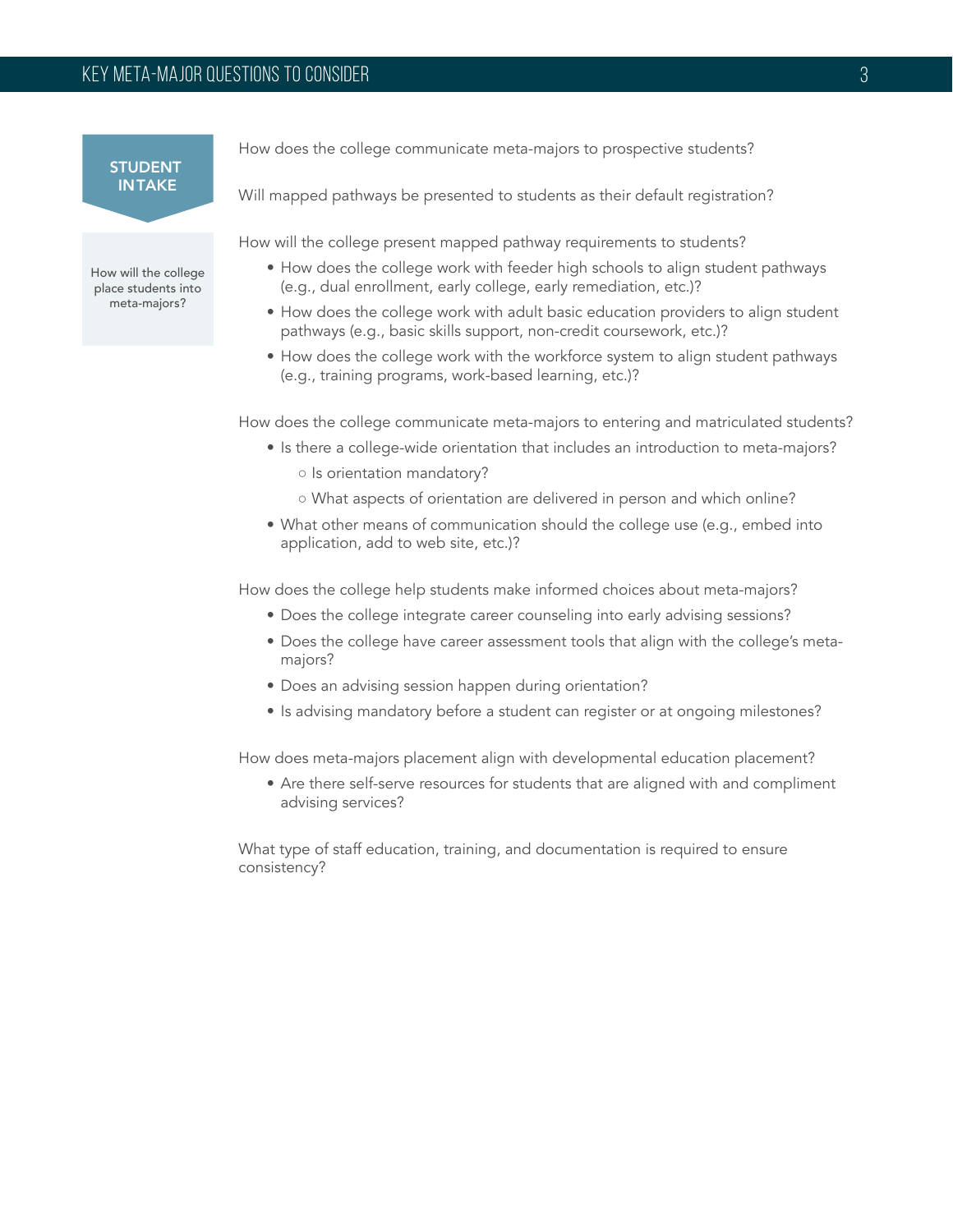## STUDENT INTAKE

How will the college place students into meta-majors?

How does the college communicate meta-majors to prospective students?

Will mapped pathways be presented to students as their default registration?

How will the college present mapped pathway requirements to students?

- How does the college work with feeder high schools to align student pathways (e.g., dual enrollment, early college, early remediation, etc.)?
- How does the college work with adult basic education providers to align student pathways (e.g., basic skills support, non-credit coursework, etc.)?
- How does the college work with the workforce system to align student pathways (e.g., training programs, work-based learning, etc.)?

How does the college communicate meta-majors to entering and matriculated students?

- Is there a college-wide orientation that includes an introduction to meta-majors?
  - Is orientation mandatory?
  - What aspects of orientation are delivered in person and which online?
- What other means of communication should the college use (e.g., embed into application, add to web site, etc.)?

How does the college help students make informed choices about meta-majors?

- Does the college integrate career counseling into early advising sessions?
- Does the college have career assessment tools that align with the college's meta-majors?
- Does an advising session happen during orientation?
- Is advising mandatory before a student can register or at ongoing milestones?

How does meta-majors placement align with developmental education placement?

- Are there self-serve resources for students that are aligned with and compliment advising services?

What type of staff education, training, and documentation is required to ensure consistency?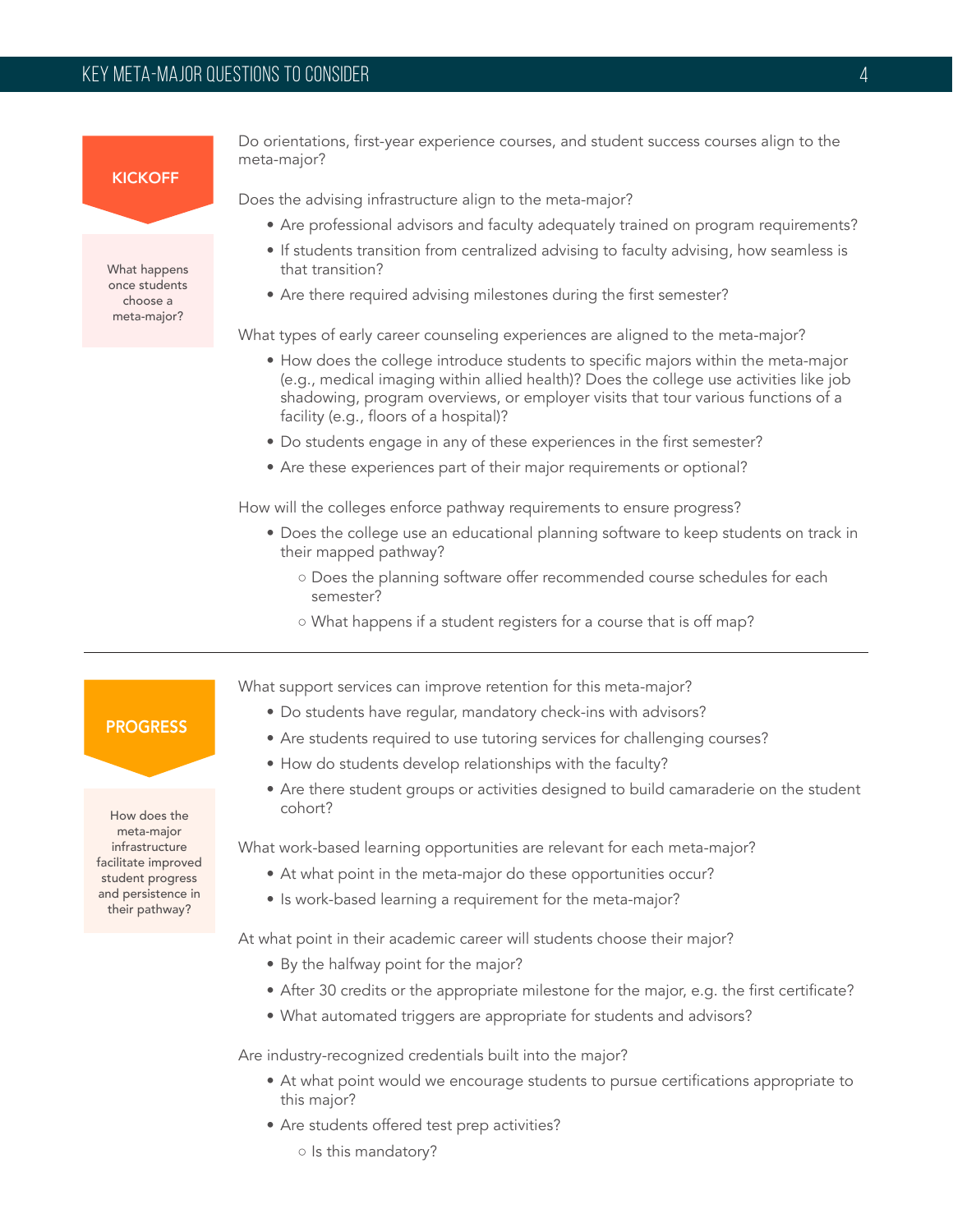## KICKOFF

What happens once students choose a meta-major?

Do orientations, first-year experience courses, and student success courses align to the meta-major?

Does the advising infrastructure align to the meta-major?

- Are professional advisors and faculty adequately trained on program requirements?
- If students transition from centralized advising to faculty advising, how seamless is that transition?
- Are there required advising milestones during the first semester?

What types of early career counseling experiences are aligned to the meta-major?

- How does the college introduce students to specific majors within the meta-major (e.g., medical imaging within allied health)? Does the college use activities like job shadowing, program overviews, or employer visits that tour various functions of a facility (e.g., floors of a hospital)?
- Do students engage in any of these experiences in the first semester?
- Are these experiences part of their major requirements or optional?

How will the colleges enforce pathway requirements to ensure progress?

- Does the college use an educational planning software to keep students on track in their mapped pathway?
  - Does the planning software offer recommended course schedules for each semester?
  - What happens if a student registers for a course that is off map?

---

## PROGRESS

How does the meta-major infrastructure facilitate improved student progress and persistence in their pathway?

What support services can improve retention for this meta-major?

- Do students have regular, mandatory check-ins with advisors?
- Are students required to use tutoring services for challenging courses?
- How do students develop relationships with the faculty?
- Are there student groups or activities designed to build camaraderie on the student cohort?

What work-based learning opportunities are relevant for each meta-major?

- At what point in the meta-major do these opportunities occur?
- Is work-based learning a requirement for the meta-major?

At what point in their academic career will students choose their major?

- By the halfway point for the major?
- After 30 credits or the appropriate milestone for the major, e.g. the first certificate?
- What automated triggers are appropriate for students and advisors?

Are industry-recognized credentials built into the major?

- At what point would we encourage students to pursue certifications appropriate to this major?
- Are students offered test prep activities?
  - Is this mandatory?